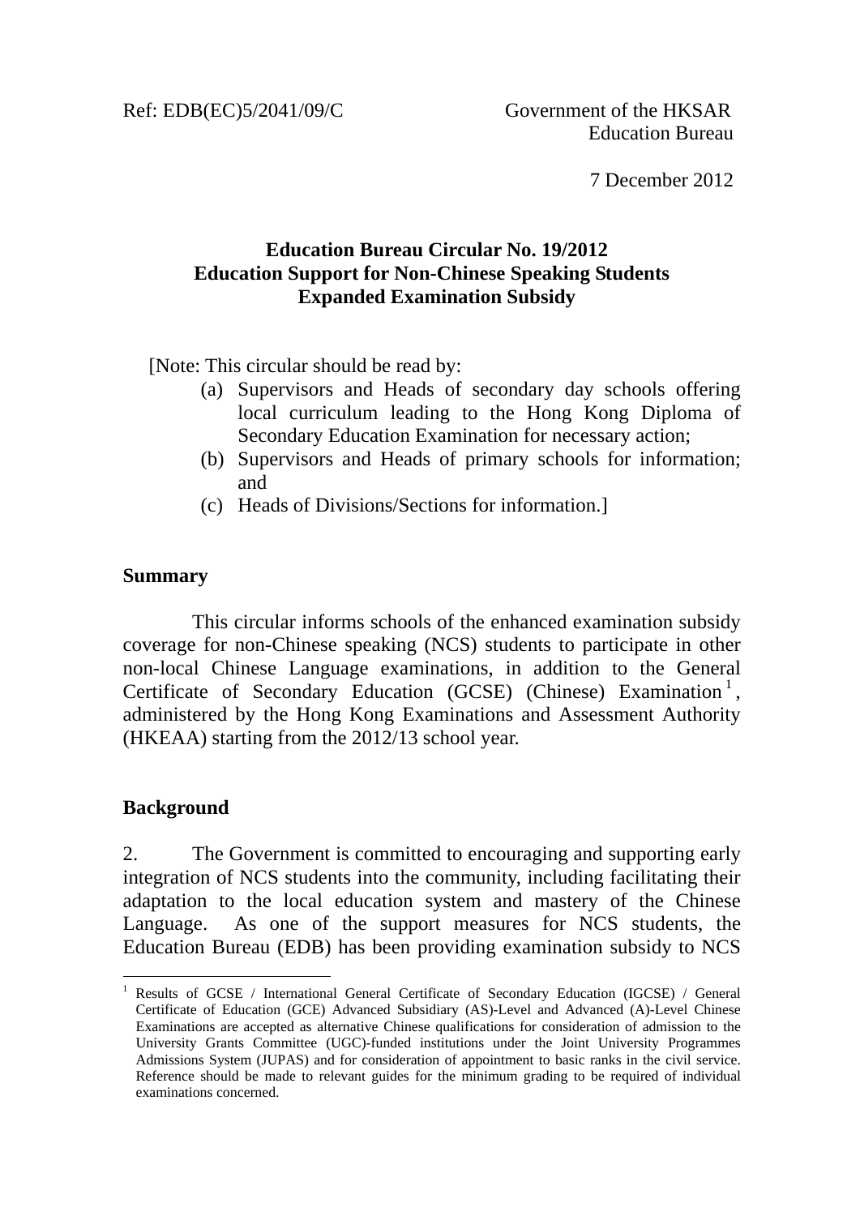Ref: EDB(EC)5/2041/09/C

Government of the HKSAR
Education Bureau

7 December 2012

**Education Bureau Circular No. 19/2012**
**Education Support for Non-Chinese Speaking Students**
**Expanded Examination Subsidy**

[Note: This circular should be read by:

(a) Supervisors and Heads of secondary day schools offering local curriculum leading to the Hong Kong Diploma of Secondary Education Examination for necessary action;
(b) Supervisors and Heads of primary schools for information; and
(c) Heads of Divisions/Sections for information.]

**Summary**

This circular informs schools of the enhanced examination subsidy coverage for non-Chinese speaking (NCS) students to participate in other non-local Chinese Language examinations, in addition to the General Certificate of Secondary Education (GCSE) (Chinese) Examination[1], administered by the Hong Kong Examinations and Assessment Authority (HKEAA) starting from the 2012/13 school year.

**Background**

2. The Government is committed to encouraging and supporting early integration of NCS students into the community, including facilitating their adaptation to the local education system and mastery of the Chinese Language. As one of the support measures for NCS students, the Education Bureau (EDB) has been providing examination subsidy to NCS

[1] Results of GCSE / International General Certificate of Secondary Education (IGCSE) / General Certificate of Education (GCE) Advanced Subsidiary (AS)-Level and Advanced (A)-Level Chinese Examinations are accepted as alternative Chinese qualifications for consideration of admission to the University Grants Committee (UGC)-funded institutions under the Joint University Programmes Admissions System (JUPAS) and for consideration of appointment to basic ranks in the civil service. Reference should be made to relevant guides for the minimum grading to be required of individual examinations concerned.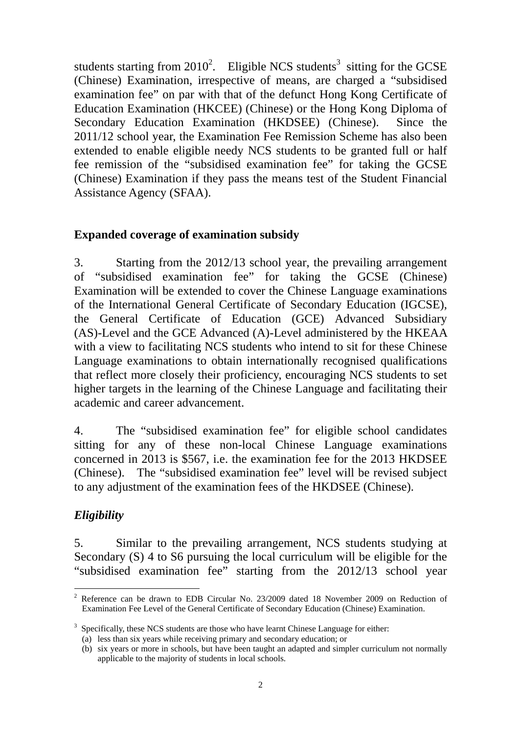students starting from 2010[2]. Eligible NCS students[3] sitting for the GCSE (Chinese) Examination, irrespective of means, are charged a "subsidised examination fee" on par with that of the defunct Hong Kong Certificate of Education Examination (HKCEE) (Chinese) or the Hong Kong Diploma of Secondary Education Examination (HKDSEE) (Chinese). Since the 2011/12 school year, the Examination Fee Remission Scheme has also been extended to enable eligible needy NCS students to be granted full or half fee remission of the "subsidised examination fee" for taking the GCSE (Chinese) Examination if they pass the means test of the Student Financial Assistance Agency (SFAA).

**Expanded coverage of examination subsidy**

3. Starting from the 2012/13 school year, the prevailing arrangement of "subsidised examination fee" for taking the GCSE (Chinese) Examination will be extended to cover the Chinese Language examinations of the International General Certificate of Secondary Education (IGCSE), the General Certificate of Education (GCE) Advanced Subsidiary (AS)-Level and the GCE Advanced (A)-Level administered by the HKEAA with a view to facilitating NCS students who intend to sit for these Chinese Language examinations to obtain internationally recognised qualifications that reflect more closely their proficiency, encouraging NCS students to set higher targets in the learning of the Chinese Language and facilitating their academic and career advancement.

4. The "subsidised examination fee" for eligible school candidates sitting for any of these non-local Chinese Language examinations concerned in 2013 is $567, i.e. the examination fee for the 2013 HKDSEE (Chinese). The "subsidised examination fee" level will be revised subject to any adjustment of the examination fees of the HKDSEE (Chinese).

***Eligibility***

5. Similar to the prevailing arrangement, NCS students studying at Secondary (S) 4 to S6 pursuing the local curriculum will be eligible for the "subsidised examination fee" starting from the 2012/13 school year

---

[2] Reference can be drawn to EDB Circular No. 23/2009 dated 18 November 2009 on Reduction of Examination Fee Level of the General Certificate of Secondary Education (Chinese) Examination.

[3] Specifically, these NCS students are those who have learnt Chinese Language for either:
(a) less than six years while receiving primary and secondary education; or
(b) six years or more in schools, but have been taught an adapted and simpler curriculum not normally applicable to the majority of students in local schools.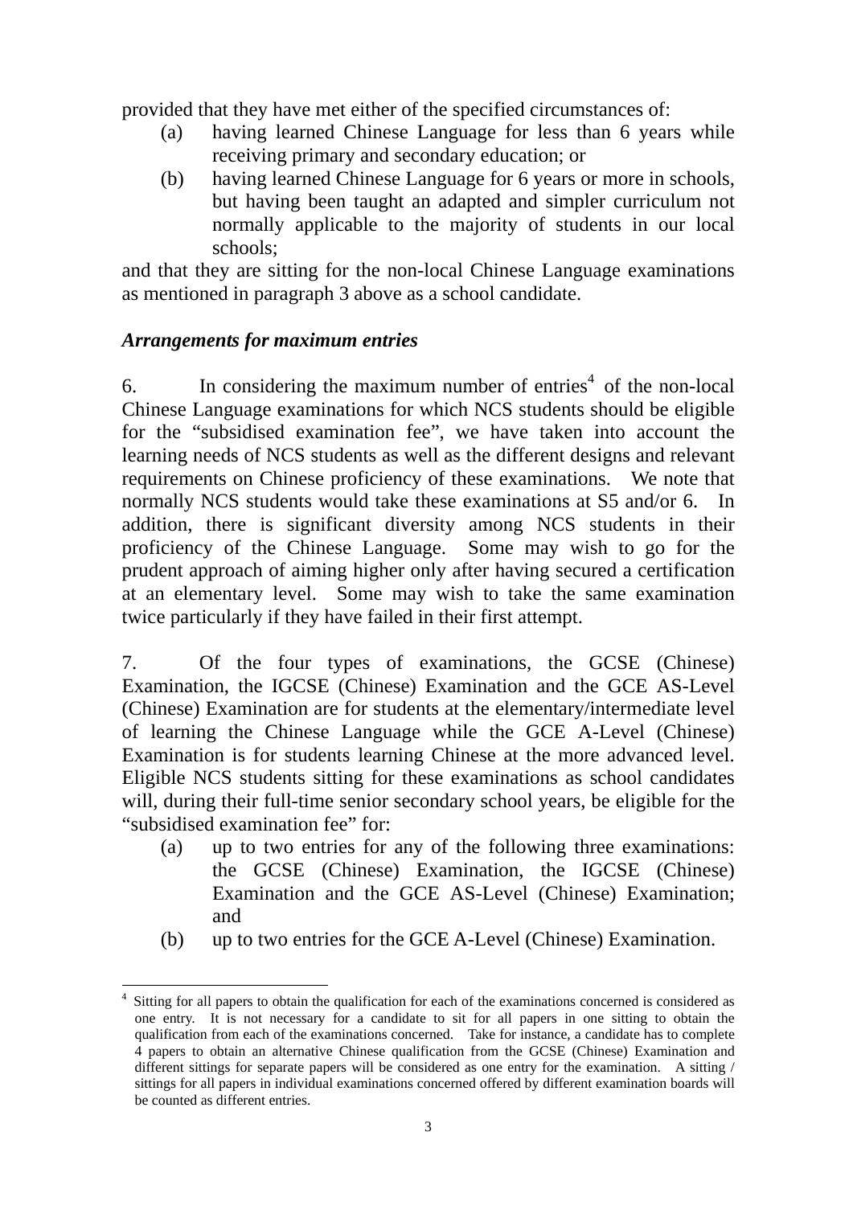provided that they have met either of the specified circumstances of:

(a) having learned Chinese Language for less than 6 years while receiving primary and secondary education; or

(b) having learned Chinese Language for 6 years or more in schools, but having been taught an adapted and simpler curriculum not normally applicable to the majority of students in our local schools;

and that they are sitting for the non-local Chinese Language examinations as mentioned in paragraph 3 above as a school candidate.

***Arrangements for maximum entries***

6. In considering the maximum number of entries[4] of the non-local Chinese Language examinations for which NCS students should be eligible for the "subsidised examination fee", we have taken into account the learning needs of NCS students as well as the different designs and relevant requirements on Chinese proficiency of these examinations. We note that normally NCS students would take these examinations at S5 and/or 6. In addition, there is significant diversity among NCS students in their proficiency of the Chinese Language. Some may wish to go for the prudent approach of aiming higher only after having secured a certification at an elementary level. Some may wish to take the same examination twice particularly if they have failed in their first attempt.

7. Of the four types of examinations, the GCSE (Chinese) Examination, the IGCSE (Chinese) Examination and the GCE AS-Level (Chinese) Examination are for students at the elementary/intermediate level of learning the Chinese Language while the GCE A-Level (Chinese) Examination is for students learning Chinese at the more advanced level. Eligible NCS students sitting for these examinations as school candidates will, during their full-time senior secondary school years, be eligible for the "subsidised examination fee" for:

(a) up to two entries for any of the following three examinations: the GCSE (Chinese) Examination, the IGCSE (Chinese) Examination and the GCE AS-Level (Chinese) Examination; and

(b) up to two entries for the GCE A-Level (Chinese) Examination.

---

[4] Sitting for all papers to obtain the qualification for each of the examinations concerned is considered as one entry. It is not necessary for a candidate to sit for all papers in one sitting to obtain the qualification from each of the examinations concerned. Take for instance, a candidate has to complete 4 papers to obtain an alternative Chinese qualification from the GCSE (Chinese) Examination and different sittings for separate papers will be considered as one entry for the examination. A sitting / sittings for all papers in individual examinations concerned offered by different examination boards will be counted as different entries.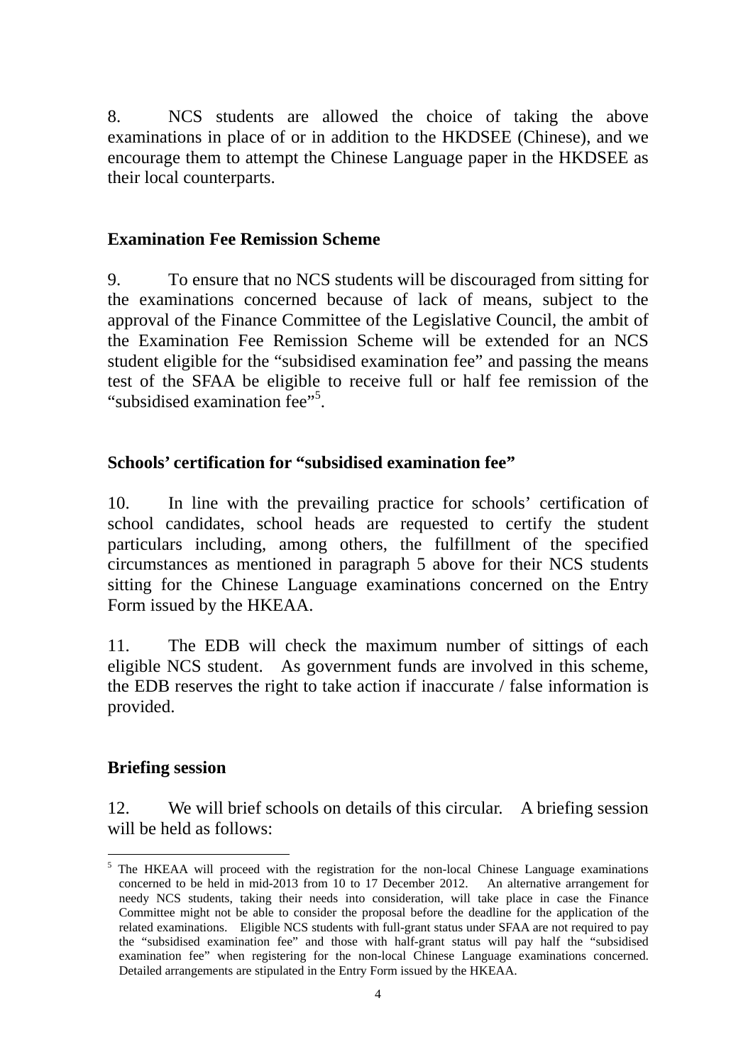8. NCS students are allowed the choice of taking the above examinations in place of or in addition to the HKDSEE (Chinese), and we encourage them to attempt the Chinese Language paper in the HKDSEE as their local counterparts.

## Examination Fee Remission Scheme

9. To ensure that no NCS students will be discouraged from sitting for the examinations concerned because of lack of means, subject to the approval of the Finance Committee of the Legislative Council, the ambit of the Examination Fee Remission Scheme will be extended for an NCS student eligible for the "subsidised examination fee" and passing the means test of the SFAA be eligible to receive full or half fee remission of the "subsidised examination fee"[5].

## Schools' certification for "subsidised examination fee"

10. In line with the prevailing practice for schools' certification of school candidates, school heads are requested to certify the student particulars including, among others, the fulfillment of the specified circumstances as mentioned in paragraph 5 above for their NCS students sitting for the Chinese Language examinations concerned on the Entry Form issued by the HKEAA.

11. The EDB will check the maximum number of sittings of each eligible NCS student. As government funds are involved in this scheme, the EDB reserves the right to take action if inaccurate / false information is provided.

## Briefing session

12. We will brief schools on details of this circular. A briefing session will be held as follows:

---

[5] The HKEAA will proceed with the registration for the non-local Chinese Language examinations concerned to be held in mid-2013 from 10 to 17 December 2012. An alternative arrangement for needy NCS students, taking their needs into consideration, will take place in case the Finance Committee might not be able to consider the proposal before the deadline for the application of the related examinations. Eligible NCS students with full-grant status under SFAA are not required to pay the "subsidised examination fee" and those with half-grant status will pay half the "subsidised examination fee" when registering for the non-local Chinese Language examinations concerned. Detailed arrangements are stipulated in the Entry Form issued by the HKEAA.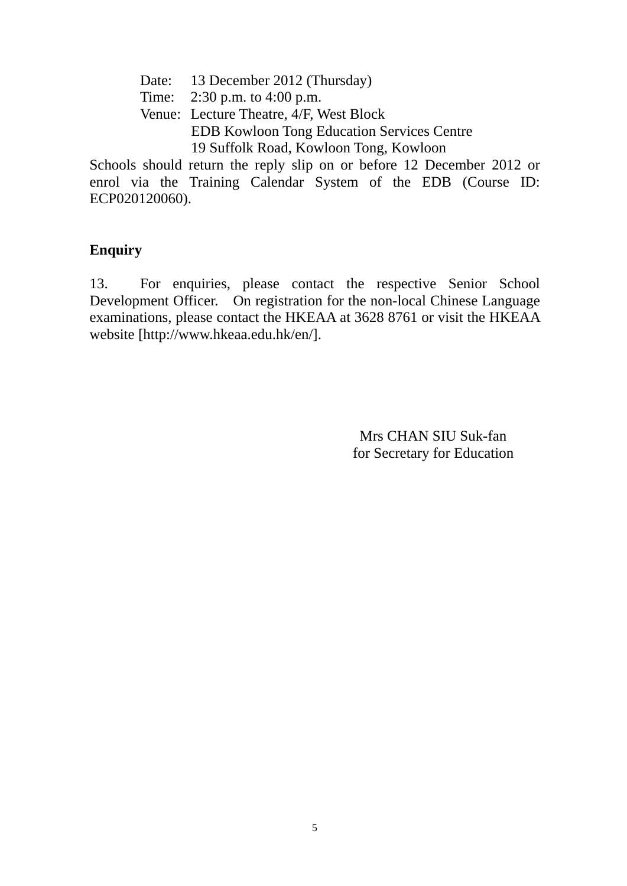Date: 13 December 2012 (Thursday)
Time: 2:30 p.m. to 4:00 p.m.
Venue: Lecture Theatre, 4/F, West Block
EDB Kowloon Tong Education Services Centre
19 Suffolk Road, Kowloon Tong, Kowloon

Schools should return the reply slip on or before 12 December 2012 or enrol via the Training Calendar System of the EDB (Course ID: ECP020120060).

**Enquiry**

13. For enquiries, please contact the respective Senior School Development Officer. On registration for the non-local Chinese Language examinations, please contact the HKEAA at 3628 8761 or visit the HKEAA website [http://www.hkeaa.edu.hk/en/].

Mrs CHAN SIU Suk-fan
for Secretary for Education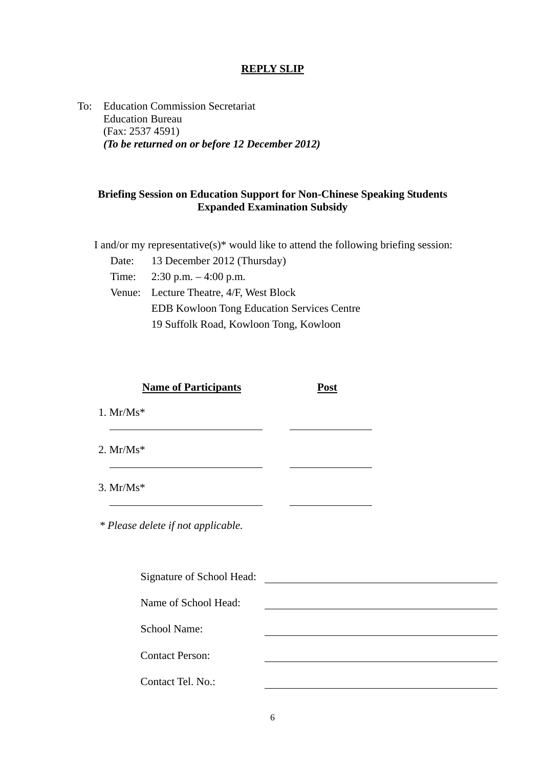# REPLY SLIP

To: Education Commission Secretariat
Education Bureau
(Fax: 2537 4591)
***(To be returned on or before 12 December 2012)***

**Briefing Session on Education Support for Non-Chinese Speaking Students**
**Expanded Examination Subsidy**

I and/or my representative(s)* would like to attend the following briefing session:

Date: 13 December 2012 (Thursday)
Time: 2:30 p.m. – 4:00 p.m.
Venue: Lecture Theatre, 4/F, West Block
EDB Kowloon Tong Education Services Centre
19 Suffolk Road, Kowloon Tong, Kowloon

| Name of Participants | Post |
| --- | --- |
| 1. Mr/Ms* ______________________ | ____________ |
| 2. Mr/Ms* ______________________ | ____________ |
| 3. Mr/Ms* ______________________ | ____________ |

*\* Please delete if not applicable.*

Signature of School Head: ______________________________

Name of School Head: ______________________________

School Name: ______________________________

Contact Person: ______________________________

Contact Tel. No.: ______________________________